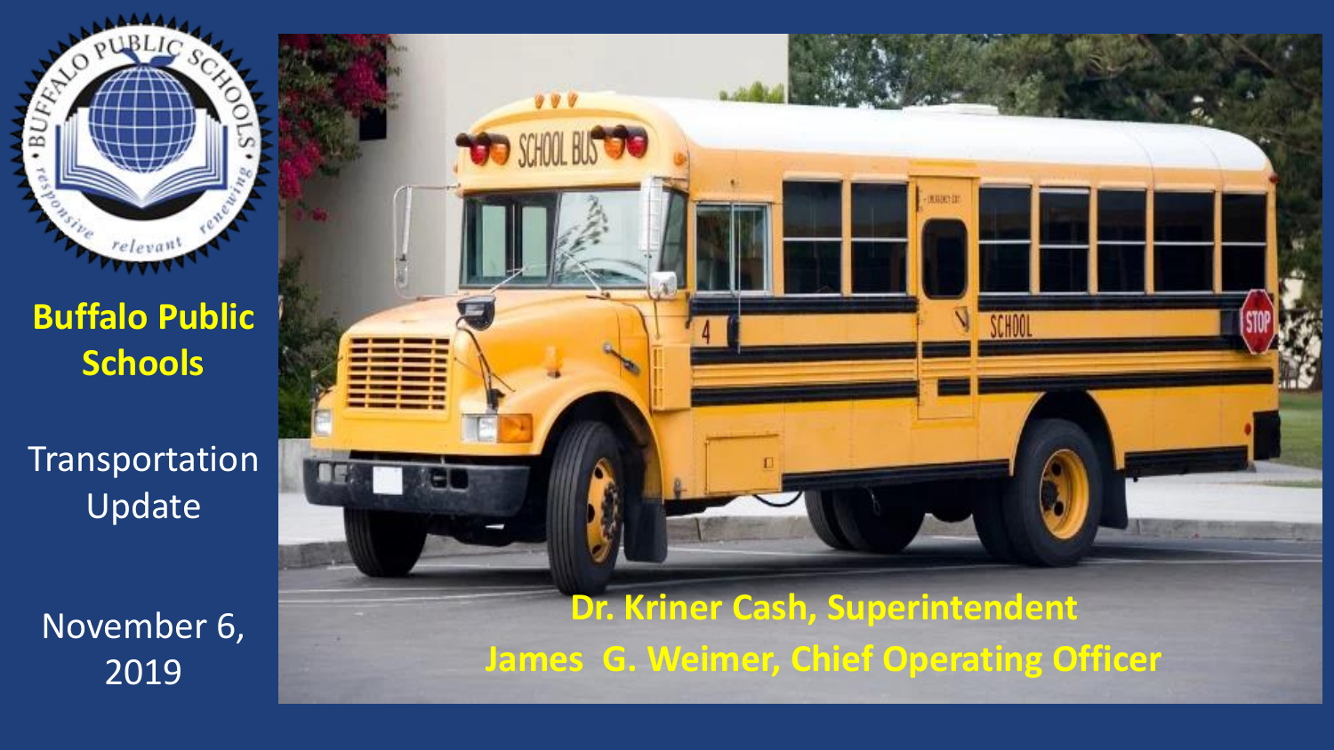# Buffalo Public Schools

## Transportation Update

November 6, 2019

**Dr. Kriner Cash, Superintendent**

**James G. Weimer, Chief Operating Officer**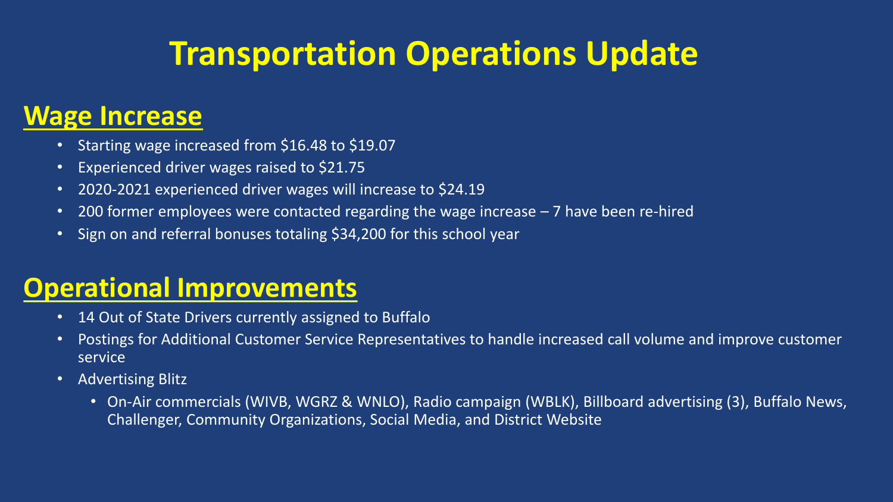# Transportation Operations Update

## Wage Increase

- Starting wage increased from $16.48 to $19.07
- Experienced driver wages raised to $21.75
- 2020-2021 experienced driver wages will increase to $24.19
- 200 former employees were contacted regarding the wage increase – 7 have been re-hired
- Sign on and referral bonuses totaling $34,200 for this school year

## Operational Improvements

- 14 Out of State Drivers currently assigned to Buffalo
- Postings for Additional Customer Service Representatives to handle increased call volume and improve customer service
- Advertising Blitz
  - On-Air commercials (WIVB, WGRZ & WNLO), Radio campaign (WBLK), Billboard advertising (3), Buffalo News, Challenger, Community Organizations, Social Media, and District Website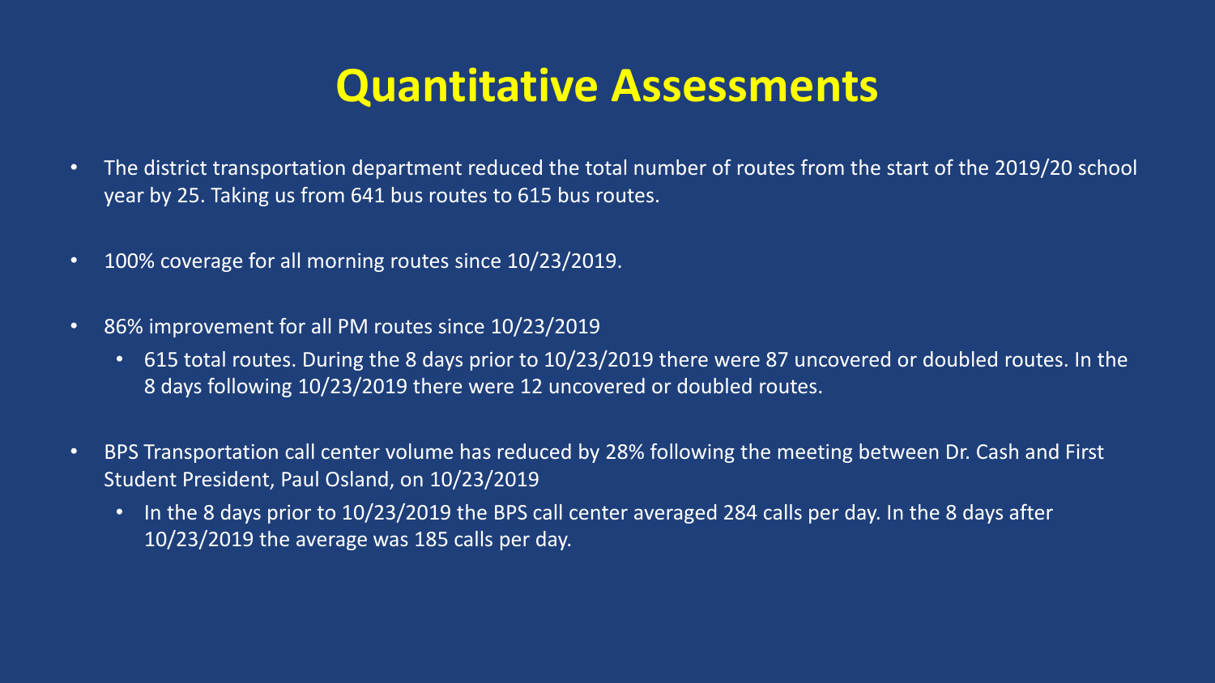# Quantitative Assessments

- The district transportation department reduced the total number of routes from the start of the 2019/20 school year by 25. Taking us from 641 bus routes to 615 bus routes.
- 100% coverage for all morning routes since 10/23/2019.
- 86% improvement for all PM routes since 10/23/2019
  - 615 total routes. During the 8 days prior to 10/23/2019 there were 87 uncovered or doubled routes. In the 8 days following 10/23/2019 there were 12 uncovered or doubled routes.
- BPS Transportation call center volume has reduced by 28% following the meeting between Dr. Cash and First Student President, Paul Osland, on 10/23/2019
  - In the 8 days prior to 10/23/2019 the BPS call center averaged 284 calls per day. In the 8 days after 10/23/2019 the average was 185 calls per day.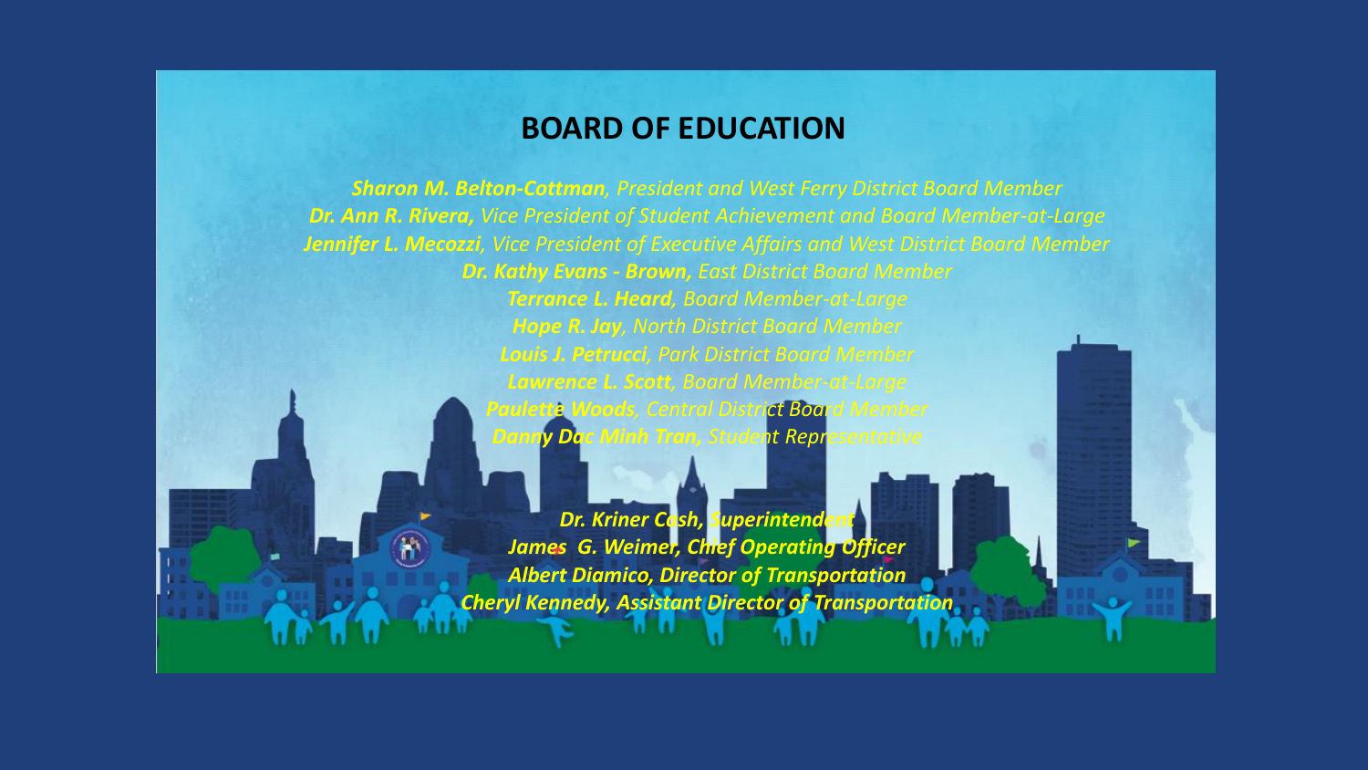# BOARD OF EDUCATION

***Sharon M. Belton-Cottman**, President and West Ferry District Board Member*

***Dr. Ann R. Rivera,** Vice President of Student Achievement and Board Member-at-Large*

***Jennifer L. Mecozzi**, Vice President of Executive Affairs and West District Board Member*

***Dr. Kathy Evans - Brown,** East District Board Member*

***Terrance L. Heard**, Board Member-at-Large*

***Hope R. Jay**, North District Board Member*

***Louis J. Petrucci**, Park District Board Member*

***Lawrence L. Scott**, Board Member-at-Large*

***Paulette Woods**, Central District Board Member*

***Danny Dac Minh Tran,** Student Representative*

***Dr. Kriner Cash, Superintendent***

***James G. Weimer, Chief Operating Officer***

***Albert Diamico, Director of Transportation***

***Cheryl Kennedy, Assistant Director of Transportation***